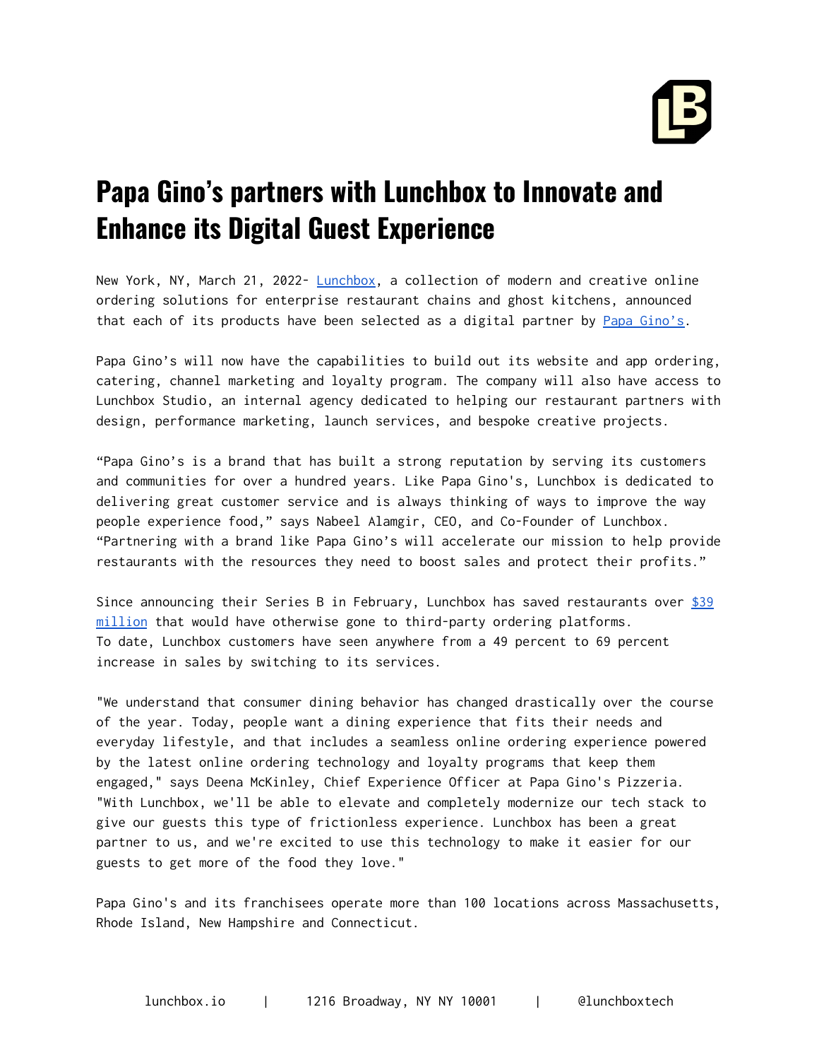# Papa Gino's partners with Lunchbox to Innovate and Enhance its Digital Guest Experience

New York, NY, March 21, 2022- Lunchbox, a collection of modern and creative online ordering solutions for enterprise restaurant chains and ghost kitchens, announced that each of its products have been selected as a digital partner by Papa Gino's.

Papa Gino's will now have the capabilities to build out its website and app ordering, catering, channel marketing and loyalty program. The company will also have access to Lunchbox Studio, an internal agency dedicated to helping our restaurant partners with design, performance marketing, launch services, and bespoke creative projects.

"Papa Gino's is a brand that has built a strong reputation by serving its customers and communities for over a hundred years. Like Papa Gino's, Lunchbox is dedicated to delivering great customer service and is always thinking of ways to improve the way people experience food," says Nabeel Alamgir, CEO, and Co-Founder of Lunchbox. "Partnering with a brand like Papa Gino's will accelerate our mission to help provide restaurants with the resources they need to boost sales and protect their profits."

Since announcing their Series B in February, Lunchbox has saved restaurants over $39 million that would have otherwise gone to third-party ordering platforms. To date, Lunchbox customers have seen anywhere from a 49 percent to 69 percent increase in sales by switching to its services.

"We understand that consumer dining behavior has changed drastically over the course of the year. Today, people want a dining experience that fits their needs and everyday lifestyle, and that includes a seamless online ordering experience powered by the latest online ordering technology and loyalty programs that keep them engaged," says Deena McKinley, Chief Experience Officer at Papa Gino's Pizzeria. "With Lunchbox, we'll be able to elevate and completely modernize our tech stack to give our guests this type of frictionless experience. Lunchbox has been a great partner to us, and we're excited to use this technology to make it easier for our guests to get more of the food they love."

Papa Gino's and its franchisees operate more than 100 locations across Massachusetts, Rhode Island, New Hampshire and Connecticut.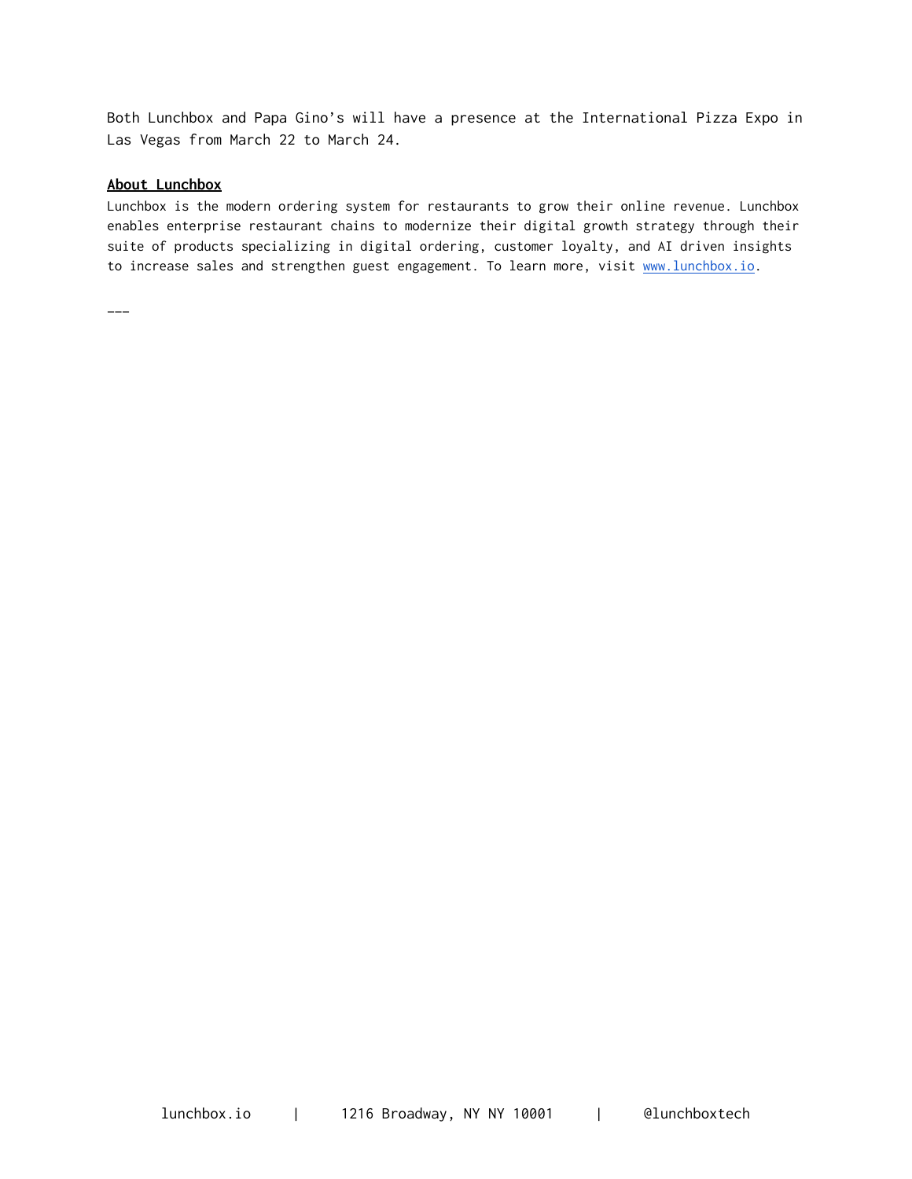Both Lunchbox and Papa Gino’s will have a presence at the International Pizza Expo in Las Vegas from March 22 to March 24.

**About Lunchbox**

Lunchbox is the modern ordering system for restaurants to grow their online revenue. Lunchbox enables enterprise restaurant chains to modernize their digital growth strategy through their suite of products specializing in digital ordering, customer loyalty, and AI driven insights to increase sales and strengthen guest engagement. To learn more, visit [www.lunchbox.io](http://www.lunchbox.io).

---